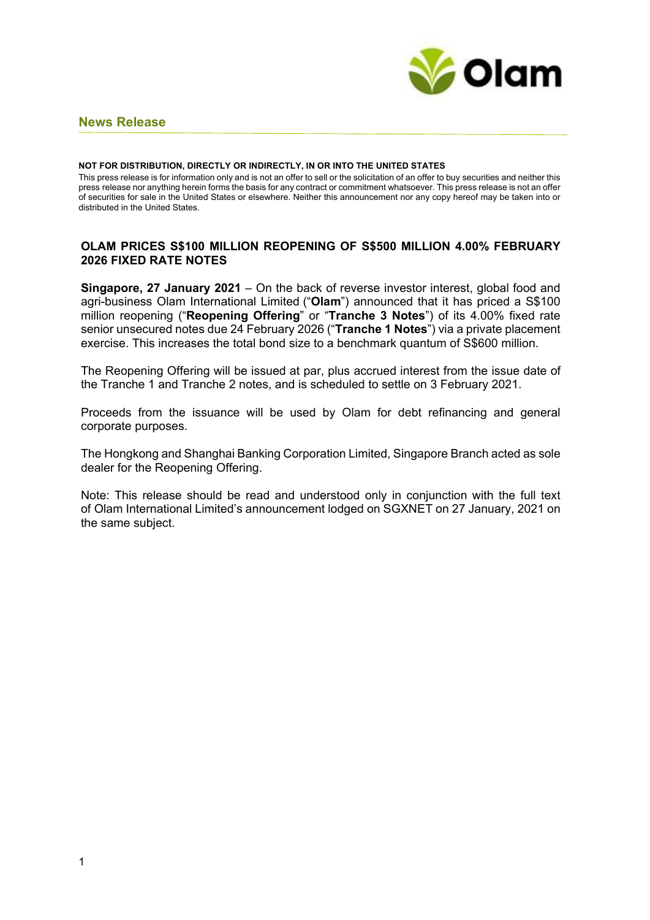## News Release

**NOT FOR DISTRIBUTION, DIRECTLY OR INDIRECTLY, IN OR INTO THE UNITED STATES**

This press release is for information only and is not an offer to sell or the solicitation of an offer to buy securities and neither this press release nor anything herein forms the basis for any contract or commitment whatsoever. This press release is not an offer of securities for sale in the United States or elsewhere. Neither this announcement nor any copy hereof may be taken into or distributed in the United States.

# OLAM PRICES S$100 MILLION REOPENING OF S$500 MILLION 4.00% FEBRUARY 2026 FIXED RATE NOTES

**Singapore, 27 January 2021** – On the back of reverse investor interest, global food and agri-business Olam International Limited ("**Olam**") announced that it has priced a S$100 million reopening ("**Reopening Offering**" or "**Tranche 3 Notes**") of its 4.00% fixed rate senior unsecured notes due 24 February 2026 ("**Tranche 1 Notes**") via a private placement exercise. This increases the total bond size to a benchmark quantum of S$600 million.

The Reopening Offering will be issued at par, plus accrued interest from the issue date of the Tranche 1 and Tranche 2 notes, and is scheduled to settle on 3 February 2021.

Proceeds from the issuance will be used by Olam for debt refinancing and general corporate purposes.

The Hongkong and Shanghai Banking Corporation Limited, Singapore Branch acted as sole dealer for the Reopening Offering.

Note: This release should be read and understood only in conjunction with the full text of Olam International Limited's announcement lodged on SGXNET on 27 January, 2021 on the same subject.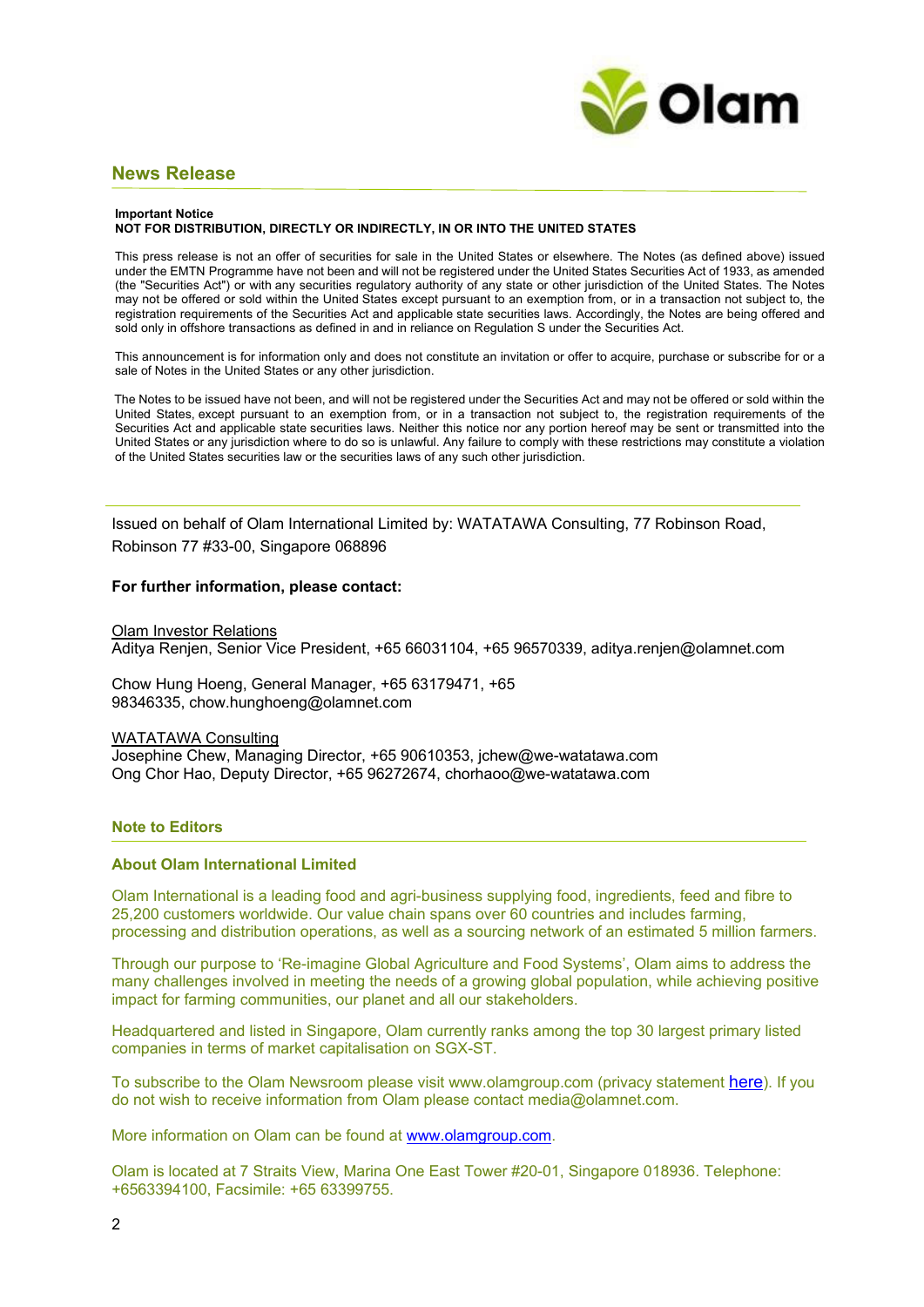## News Release

**Important Notice**
**NOT FOR DISTRIBUTION, DIRECTLY OR INDIRECTLY, IN OR INTO THE UNITED STATES**

This press release is not an offer of securities for sale in the United States or elsewhere. The Notes (as defined above) issued under the EMTN Programme have not been and will not be registered under the United States Securities Act of 1933, as amended (the "Securities Act") or with any securities regulatory authority of any state or other jurisdiction of the United States. The Notes may not be offered or sold within the United States except pursuant to an exemption from, or in a transaction not subject to, the registration requirements of the Securities Act and applicable state securities laws. Accordingly, the Notes are being offered and sold only in offshore transactions as defined in and in reliance on Regulation S under the Securities Act.

This announcement is for information only and does not constitute an invitation or offer to acquire, purchase or subscribe for or a sale of Notes in the United States or any other jurisdiction.

The Notes to be issued have not been, and will not be registered under the Securities Act and may not be offered or sold within the United States, except pursuant to an exemption from, or in a transaction not subject to, the registration requirements of the Securities Act and applicable state securities laws. Neither this notice nor any portion hereof may be sent or transmitted into the United States or any jurisdiction where to do so is unlawful. Any failure to comply with these restrictions may constitute a violation of the United States securities law or the securities laws of any such other jurisdiction.

---

Issued on behalf of Olam International Limited by: WATATAWA Consulting, 77 Robinson Road, Robinson 77 #33-00, Singapore 068896

**For further information, please contact:**

Olam Investor Relations
Aditya Renjen, Senior Vice President, +65 66031104, +65 96570339, aditya.renjen@olamnet.com

Chow Hung Hoeng, General Manager, +65 63179471, +65 98346335, chow.hunghoeng@olamnet.com

WATATAWA Consulting
Josephine Chew, Managing Director, +65 90610353, jchew@we-watatawa.com
Ong Chor Hao, Deputy Director, +65 96272674, chorhaoo@we-watatawa.com

### Note to Editors

### About Olam International Limited

Olam International is a leading food and agri-business supplying food, ingredients, feed and fibre to 25,200 customers worldwide. Our value chain spans over 60 countries and includes farming, processing and distribution operations, as well as a sourcing network of an estimated 5 million farmers.

Through our purpose to 'Re-imagine Global Agriculture and Food Systems', Olam aims to address the many challenges involved in meeting the needs of a growing global population, while achieving positive impact for farming communities, our planet and all our stakeholders.

Headquartered and listed in Singapore, Olam currently ranks among the top 30 largest primary listed companies in terms of market capitalisation on SGX-ST.

To subscribe to the Olam Newsroom please visit www.olamgroup.com (privacy statement here). If you do not wish to receive information from Olam please contact media@olamnet.com.

More information on Olam can be found at www.olamgroup.com.

Olam is located at 7 Straits View, Marina One East Tower #20-01, Singapore 018936. Telephone: +6563394100, Facsimile: +65 63399755.